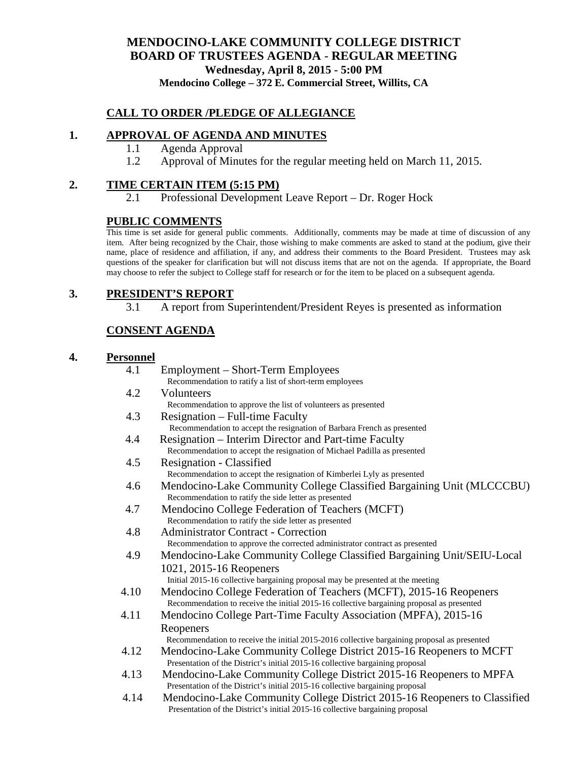# MENDOCINO-LAKE COMMUNITY COLLEGE DISTRICT
# BOARD OF TRUSTEES AGENDA - REGULAR MEETING

**Wednesday, April 8, 2015 - 5:00 PM**

**Mendocino College – 372 E. Commercial Street, Willits, CA**

## CALL TO ORDER /PLEDGE OF ALLEGIANCE

## 1. APPROVAL OF AGENDA AND MINUTES

1.1 Agenda Approval

1.2 Approval of Minutes for the regular meeting held on March 11, 2015.

## 2. TIME CERTAIN ITEM (5:15 PM)

2.1 Professional Development Leave Report – Dr. Roger Hock

## PUBLIC COMMENTS

This time is set aside for general public comments. Additionally, comments may be made at time of discussion of any item. After being recognized by the Chair, those wishing to make comments are asked to stand at the podium, give their name, place of residence and affiliation, if any, and address their comments to the Board President. Trustees may ask questions of the speaker for clarification but will not discuss items that are not on the agenda. If appropriate, the Board may choose to refer the subject to College staff for research or for the item to be placed on a subsequent agenda.

## 3. PRESIDENT'S REPORT

3.1 A report from Superintendent/President Reyes is presented as information

## CONSENT AGENDA

## 4. Personnel

4.1 Employment – Short-Term Employees
Recommendation to ratify a list of short-term employees

4.2 Volunteers
Recommendation to approve the list of volunteers as presented

4.3 Resignation – Full-time Faculty
Recommendation to accept the resignation of Barbara French as presented

4.4 Resignation – Interim Director and Part-time Faculty
Recommendation to accept the resignation of Michael Padilla as presented

4.5 Resignation - Classified
Recommendation to accept the resignation of Kimberlei Lyly as presented

4.6 Mendocino-Lake Community College Classified Bargaining Unit (MLCCCBU)
Recommendation to ratify the side letter as presented

4.7 Mendocino College Federation of Teachers (MCFT)
Recommendation to ratify the side letter as presented

4.8 Administrator Contract - Correction
Recommendation to approve the corrected administrator contract as presented

4.9 Mendocino-Lake Community College Classified Bargaining Unit/SEIU-Local 1021, 2015-16 Reopeners
Initial 2015-16 collective bargaining proposal may be presented at the meeting

4.10 Mendocino College Federation of Teachers (MCFT), 2015-16 Reopeners
Recommendation to receive the initial 2015-16 collective bargaining proposal as presented

4.11 Mendocino College Part-Time Faculty Association (MPFA), 2015-16 Reopeners
Recommendation to receive the initial 2015-2016 collective bargaining proposal as presented

4.12 Mendocino-Lake Community College District 2015-16 Reopeners to MCFT
Presentation of the District's initial 2015-16 collective bargaining proposal

4.13 Mendocino-Lake Community College District 2015-16 Reopeners to MPFA
Presentation of the District's initial 2015-16 collective bargaining proposal

4.14 Mendocino-Lake Community College District 2015-16 Reopeners to Classified
Presentation of the District's initial 2015-16 collective bargaining proposal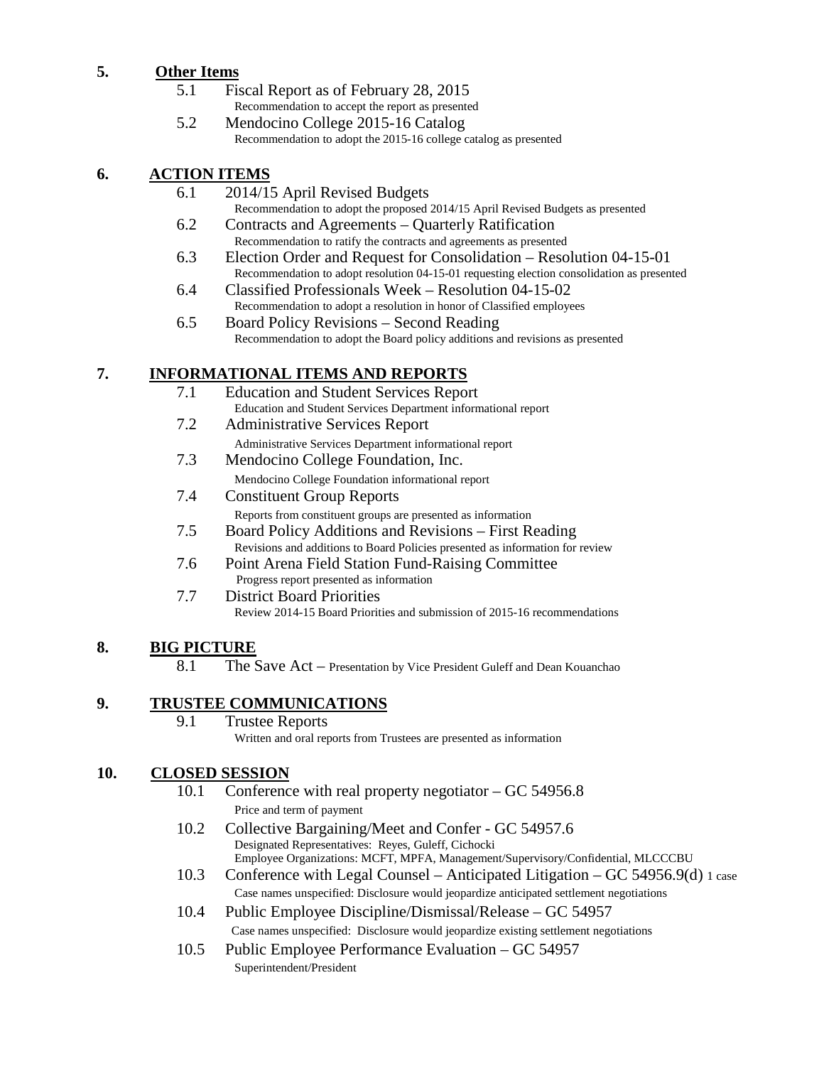## 5. Other Items

- 5.1 Fiscal Report as of February 28, 2015
  Recommendation to accept the report as presented
- 5.2 Mendocino College 2015-16 Catalog
  Recommendation to adopt the 2015-16 college catalog as presented

## 6. ACTION ITEMS

- 6.1 2014/15 April Revised Budgets
  Recommendation to adopt the proposed 2014/15 April Revised Budgets as presented
- 6.2 Contracts and Agreements – Quarterly Ratification
  Recommendation to ratify the contracts and agreements as presented
- 6.3 Election Order and Request for Consolidation – Resolution 04-15-01
  Recommendation to adopt resolution 04-15-01 requesting election consolidation as presented
- 6.4 Classified Professionals Week – Resolution 04-15-02
  Recommendation to adopt a resolution in honor of Classified employees
- 6.5 Board Policy Revisions – Second Reading
  Recommendation to adopt the Board policy additions and revisions as presented

## 7. INFORMATIONAL ITEMS AND REPORTS

- 7.1 Education and Student Services Report
  Education and Student Services Department informational report
- 7.2 Administrative Services Report
  Administrative Services Department informational report
- 7.3 Mendocino College Foundation, Inc.
  Mendocino College Foundation informational report
- 7.4 Constituent Group Reports
  Reports from constituent groups are presented as information
- 7.5 Board Policy Additions and Revisions – First Reading
  Revisions and additions to Board Policies presented as information for review
- 7.6 Point Arena Field Station Fund-Raising Committee
  Progress report presented as information
- 7.7 District Board Priorities
  Review 2014-15 Board Priorities and submission of 2015-16 recommendations

## 8. BIG PICTURE

- 8.1 The Save Act – Presentation by Vice President Guleff and Dean Kouanchao

## 9. TRUSTEE COMMUNICATIONS

- 9.1 Trustee Reports
  Written and oral reports from Trustees are presented as information

## 10. CLOSED SESSION

- 10.1 Conference with real property negotiator – GC 54956.8
  Price and term of payment
- 10.2 Collective Bargaining/Meet and Confer - GC 54957.6
  Designated Representatives: Reyes, Guleff, Cichocki
  Employee Organizations: MCFT, MPFA, Management/Supervisory/Confidential, MLCCCBU
- 10.3 Conference with Legal Counsel – Anticipated Litigation – GC 54956.9(d) 1 case
  Case names unspecified: Disclosure would jeopardize anticipated settlement negotiations
- 10.4 Public Employee Discipline/Dismissal/Release – GC 54957
  Case names unspecified: Disclosure would jeopardize existing settlement negotiations
- 10.5 Public Employee Performance Evaluation – GC 54957
  Superintendent/President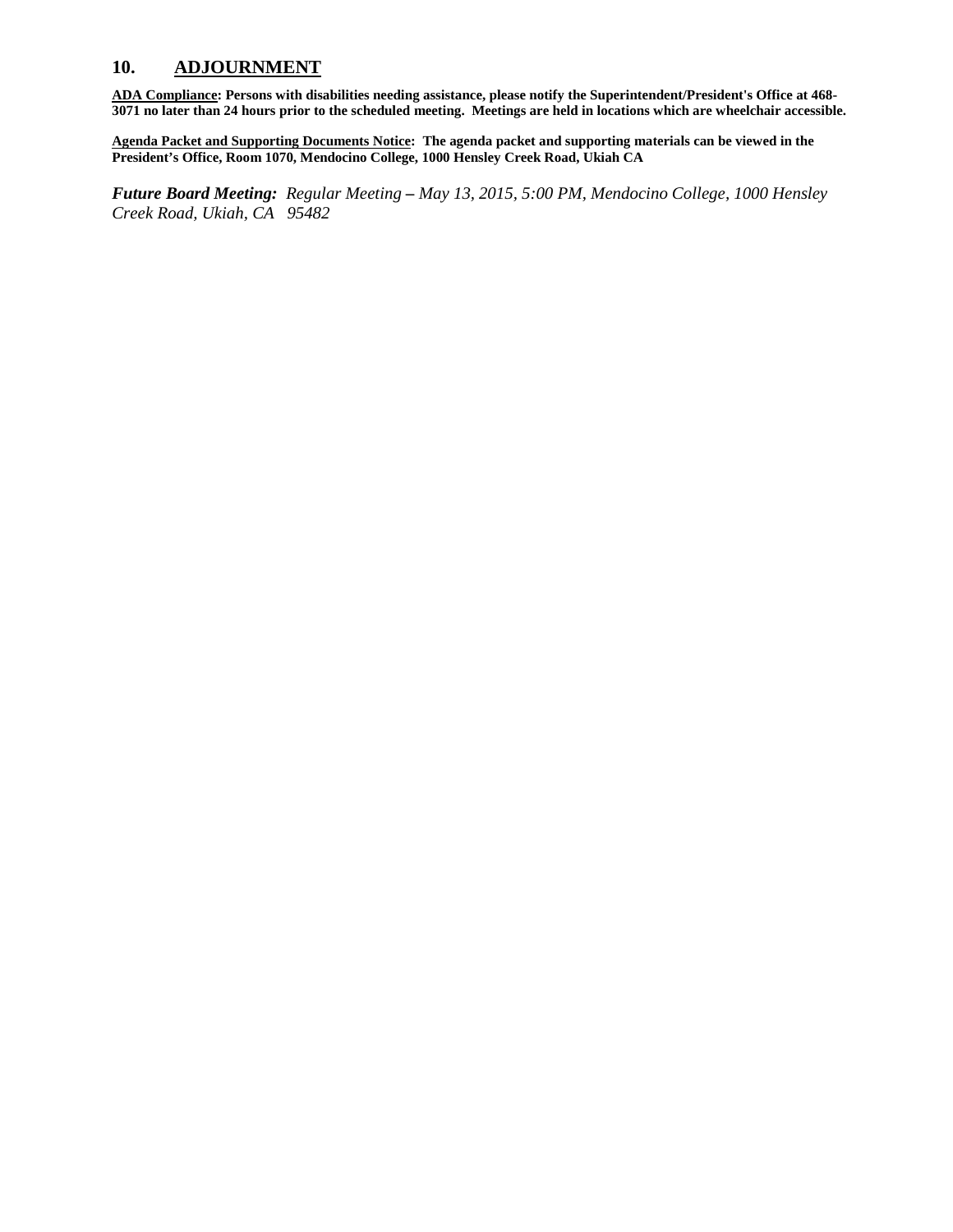## 10. ADJOURNMENT

**ADA Compliance: Persons with disabilities needing assistance, please notify the Superintendent/President's Office at 468-3071 no later than 24 hours prior to the scheduled meeting. Meetings are held in locations which are wheelchair accessible.**

**Agenda Packet and Supporting Documents Notice: The agenda packet and supporting materials can be viewed in the President's Office, Room 1070, Mendocino College, 1000 Hensley Creek Road, Ukiah CA**

***Future Board Meeting:*** *Regular Meeting – May 13, 2015, 5:00 PM, Mendocino College, 1000 Hensley Creek Road, Ukiah, CA 95482*